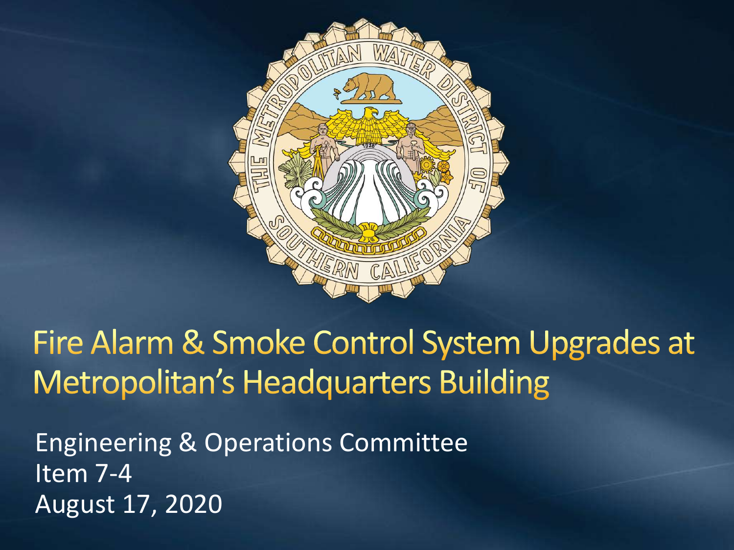# Fire Alarm & Smoke Control System Upgrades at Metropolitan's Headquarters Building

Engineering & Operations Committee
Item 7-4
August 17, 2020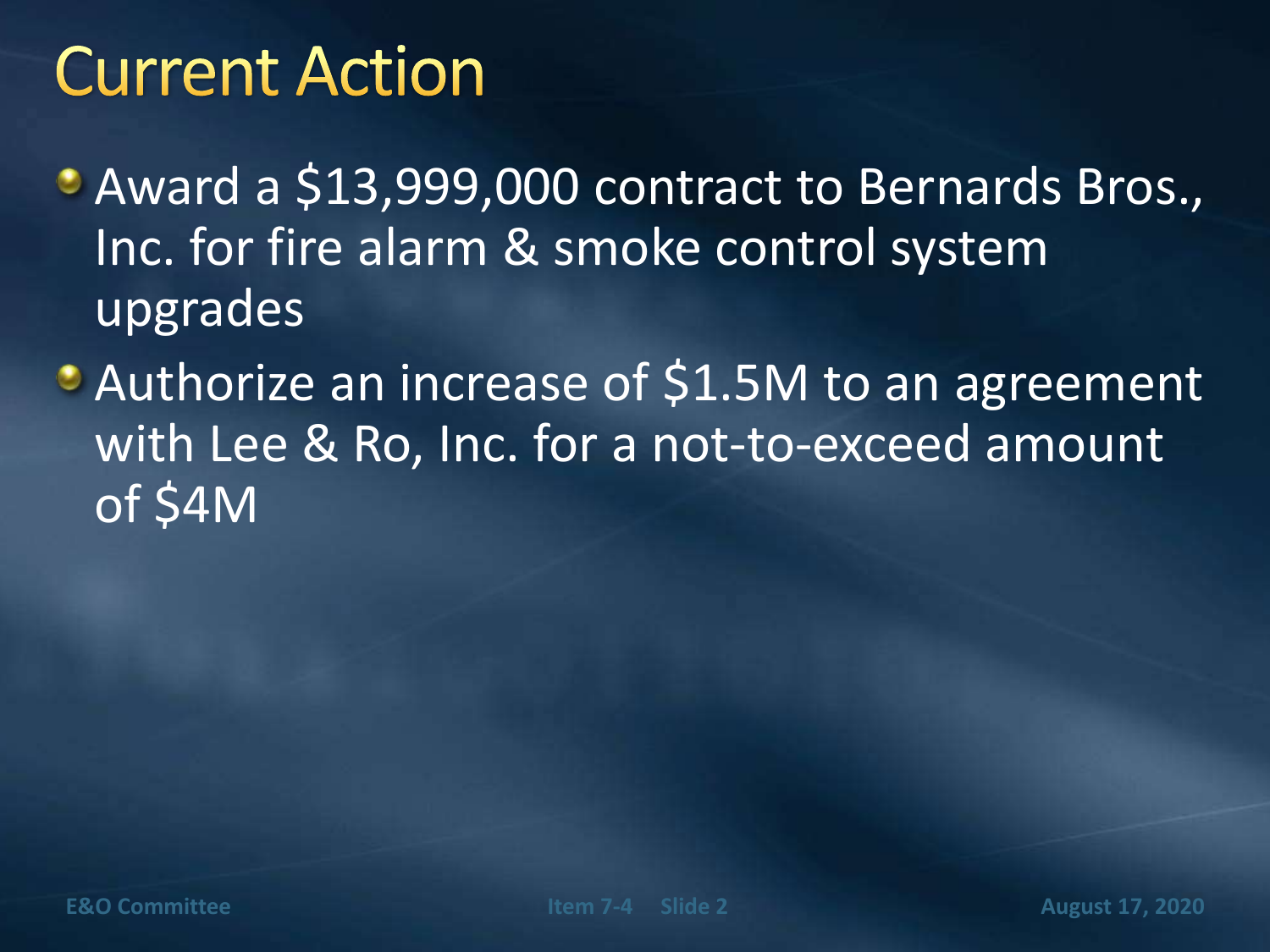# Current Action

- Award a $13,999,000 contract to Bernards Bros., Inc. for fire alarm & smoke control system upgrades
- Authorize an increase of $1.5M to an agreement with Lee & Ro, Inc. for a not-to-exceed amount of $4M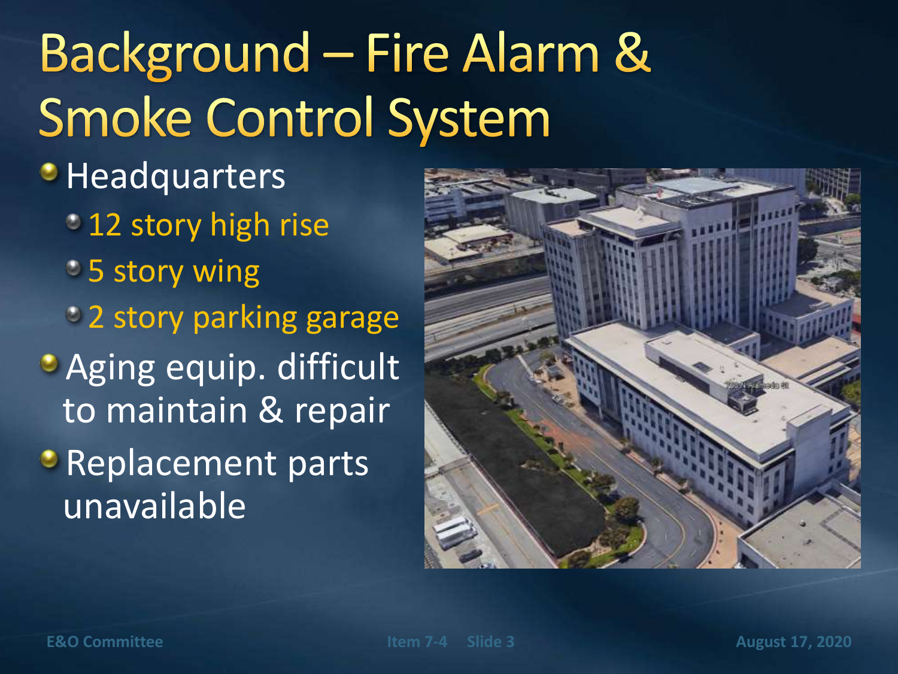# Background – Fire Alarm & Smoke Control System

- Headquarters
  - 12 story high rise
  - 5 story wing
  - 2 story parking garage
- Aging equip. difficult to maintain & repair
- Replacement parts unavailable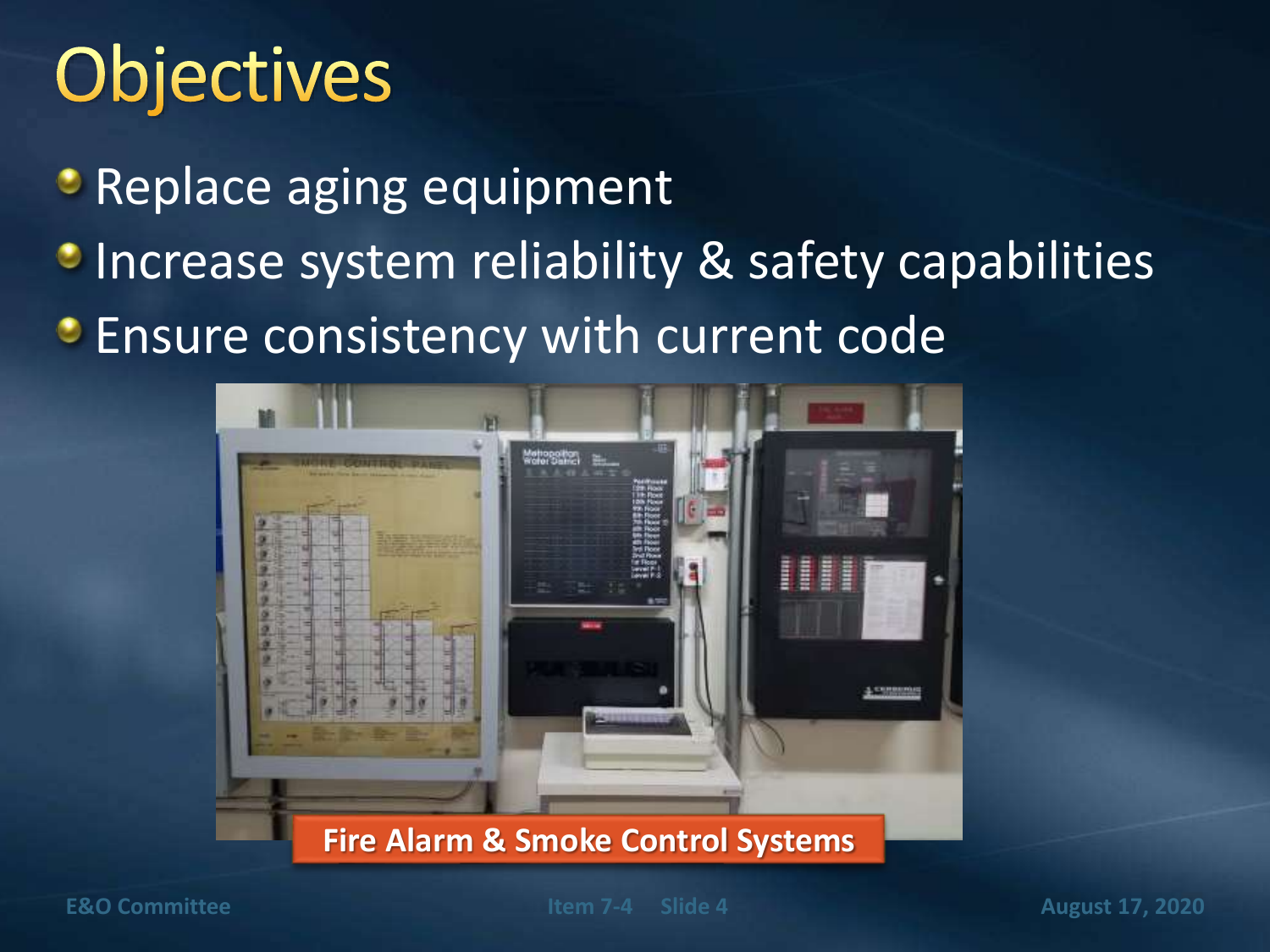# Objectives

- Replace aging equipment
- Increase system reliability & safety capabilities
- Ensure consistency with current code

Fire Alarm & Smoke Control Systems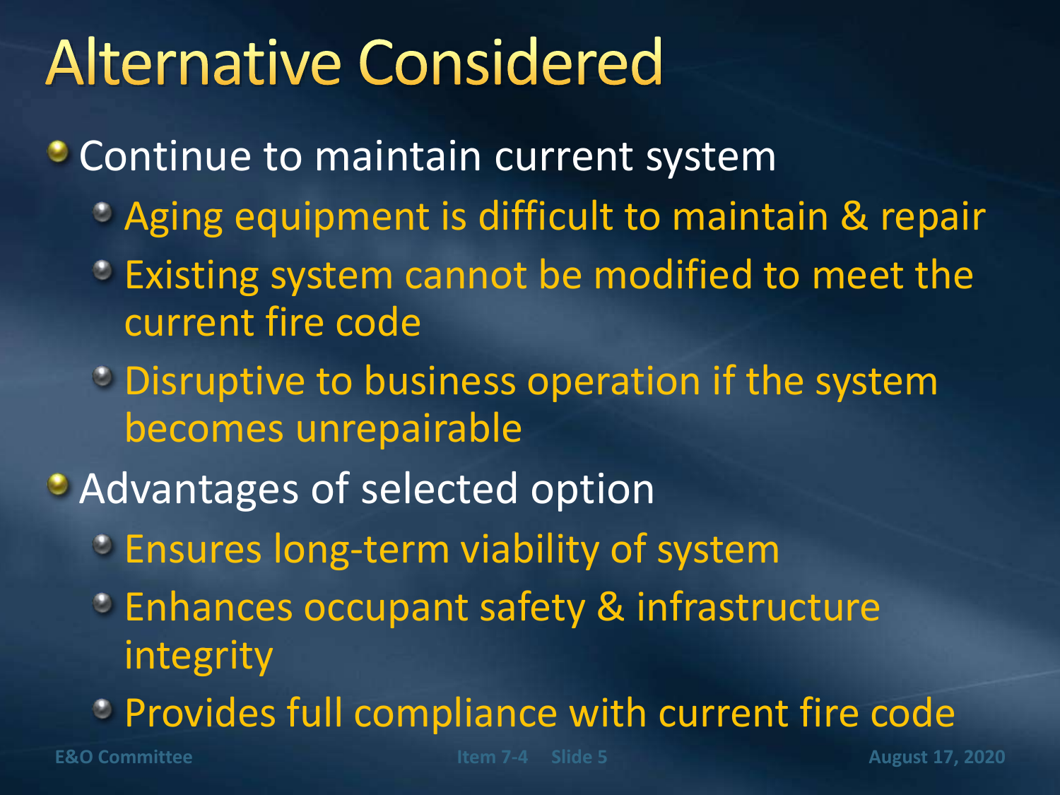# Alternative Considered

- Continue to maintain current system
  - Aging equipment is difficult to maintain & repair
  - Existing system cannot be modified to meet the current fire code
  - Disruptive to business operation if the system becomes unrepairable
- Advantages of selected option
  - Ensures long-term viability of system
  - Enhances occupant safety & infrastructure integrity
  - Provides full compliance with current fire code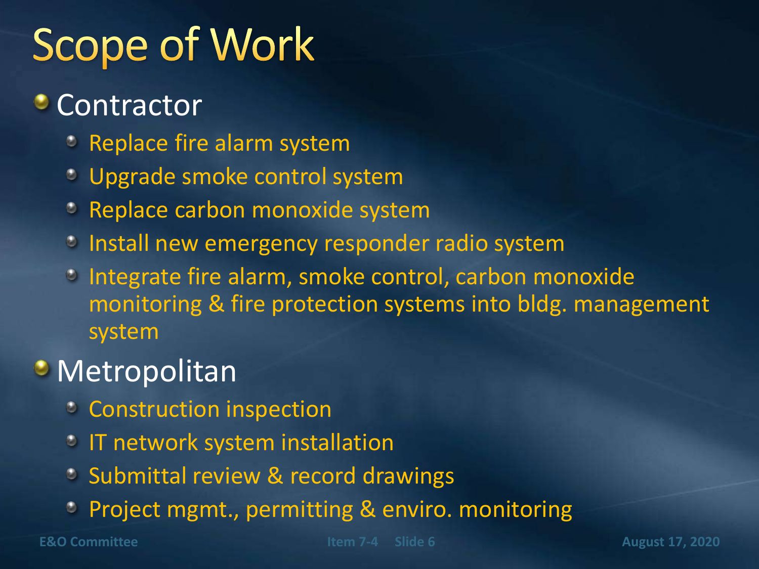# Scope of Work

- Contractor
  - Replace fire alarm system
  - Upgrade smoke control system
  - Replace carbon monoxide system
  - Install new emergency responder radio system
  - Integrate fire alarm, smoke control, carbon monoxide monitoring & fire protection systems into bldg. management system
- Metropolitan
  - Construction inspection
  - IT network system installation
  - Submittal review & record drawings
  - Project mgmt., permitting & enviro. monitoring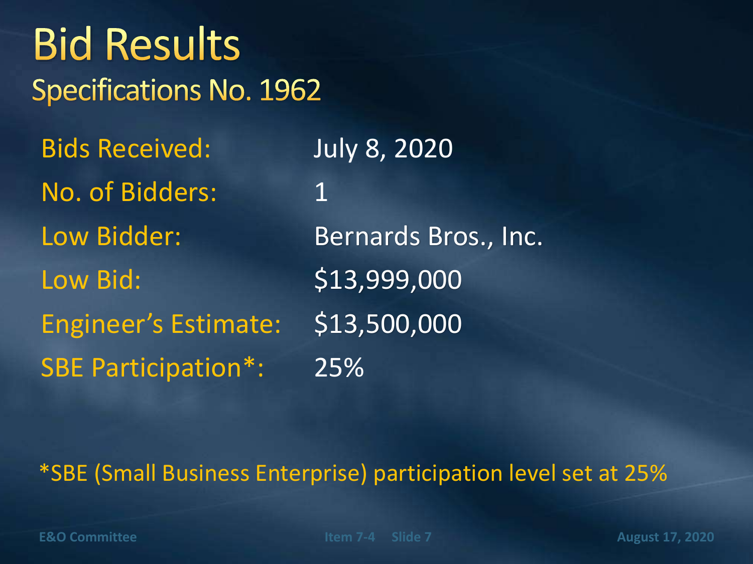# Bid Results

## Specifications No. 1962

| | |
|---|---|
| Bids Received: | July 8, 2020 |
| No. of Bidders: | 1 |
| Low Bidder: | Bernards Bros., Inc. |
| Low Bid: | $13,999,000 |
| Engineer's Estimate: | $13,500,000 |
| SBE Participation*: | 25% |

*SBE (Small Business Enterprise) participation level set at 25%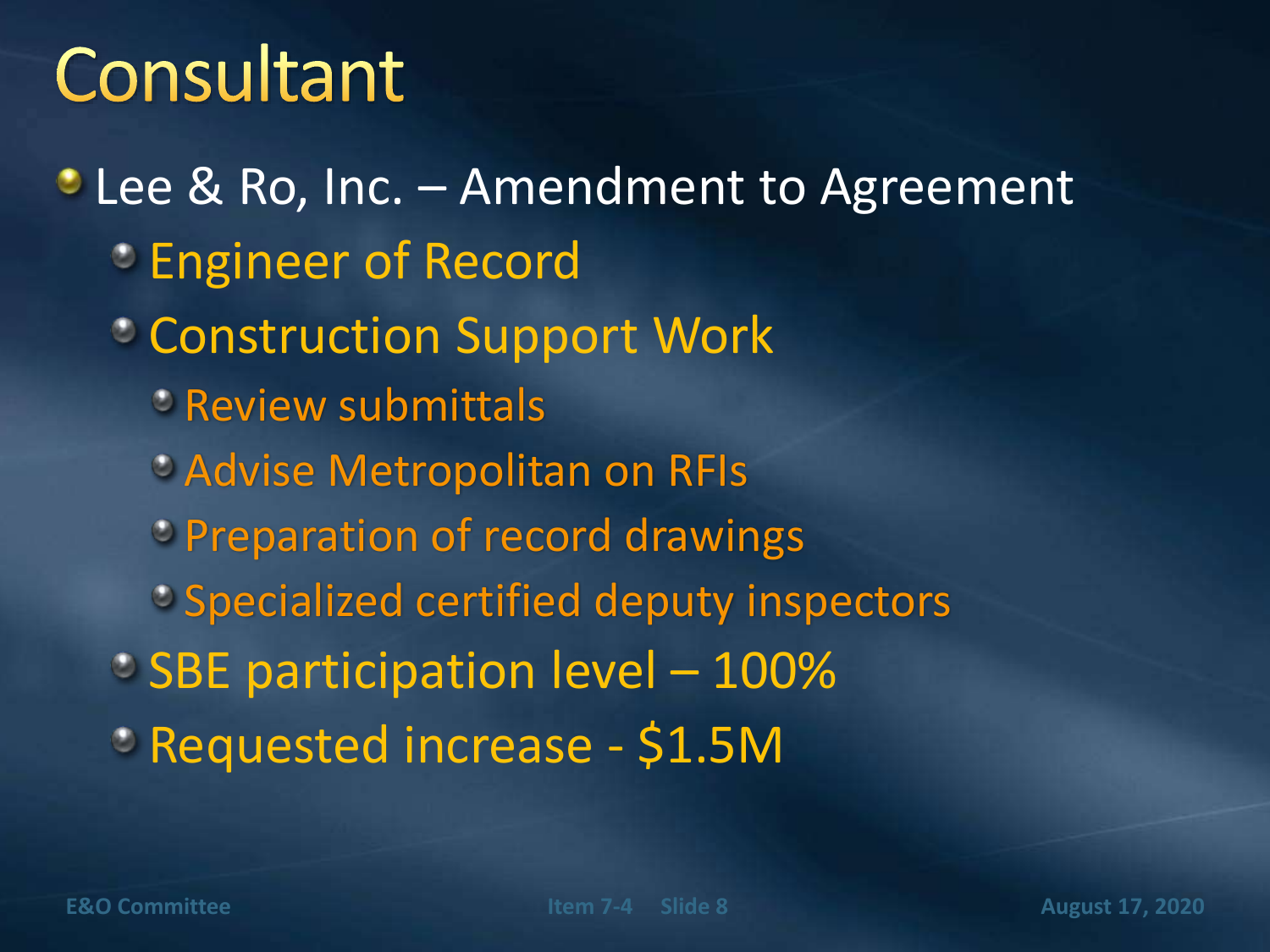# Consultant

- Lee & Ro, Inc. – Amendment to Agreement
  - Engineer of Record
  - Construction Support Work
    - Review submittals
    - Advise Metropolitan on RFIs
    - Preparation of record drawings
    - Specialized certified deputy inspectors
  - SBE participation level – 100%
  - Requested increase - $1.5M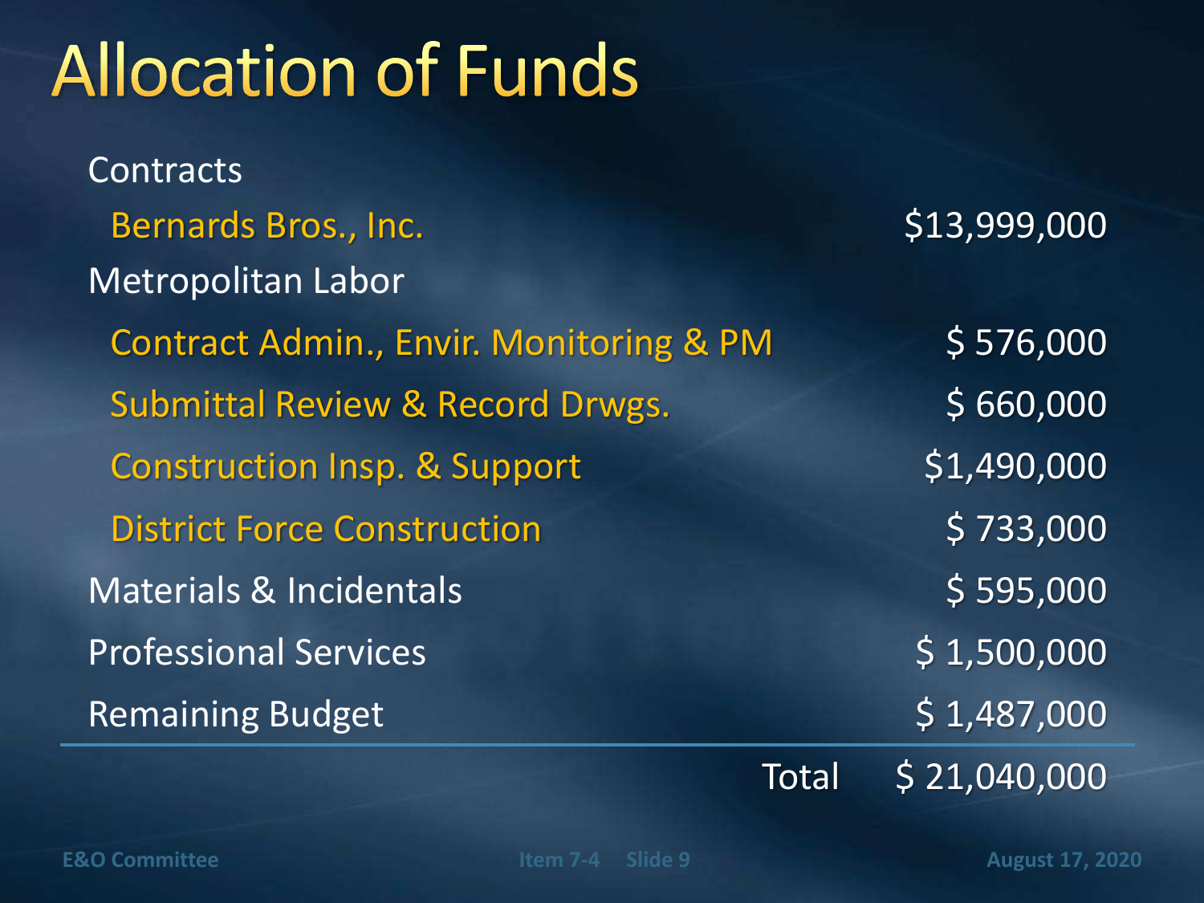# Allocation of Funds

| | |
|---|---|
| Contracts | |
| Bernards Bros., Inc. | $13,999,000 |
| Metropolitan Labor | |
| Contract Admin., Envir. Monitoring & PM | $ 576,000 |
| Submittal Review & Record Drwgs. | $ 660,000 |
| Construction Insp. & Support | $1,490,000 |
| District Force Construction | $ 733,000 |
| Materials & Incidentals | $ 595,000 |
| Professional Services | $ 1,500,000 |
| Remaining Budget | $ 1,487,000 |
| Total | $ 21,040,000 |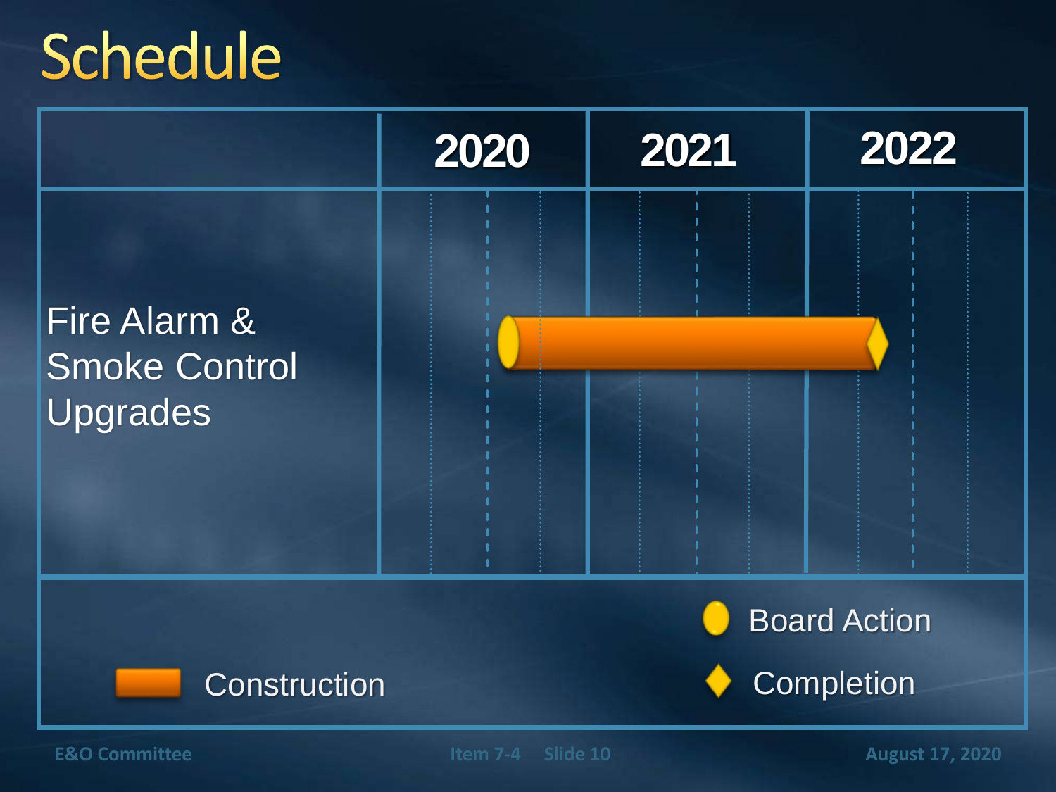# Schedule

| | 2020 | 2021 | 2022 |
|---|---|---|---|
| Fire Alarm & Smoke Control Upgrades | | | |

Construction

Board Action

Completion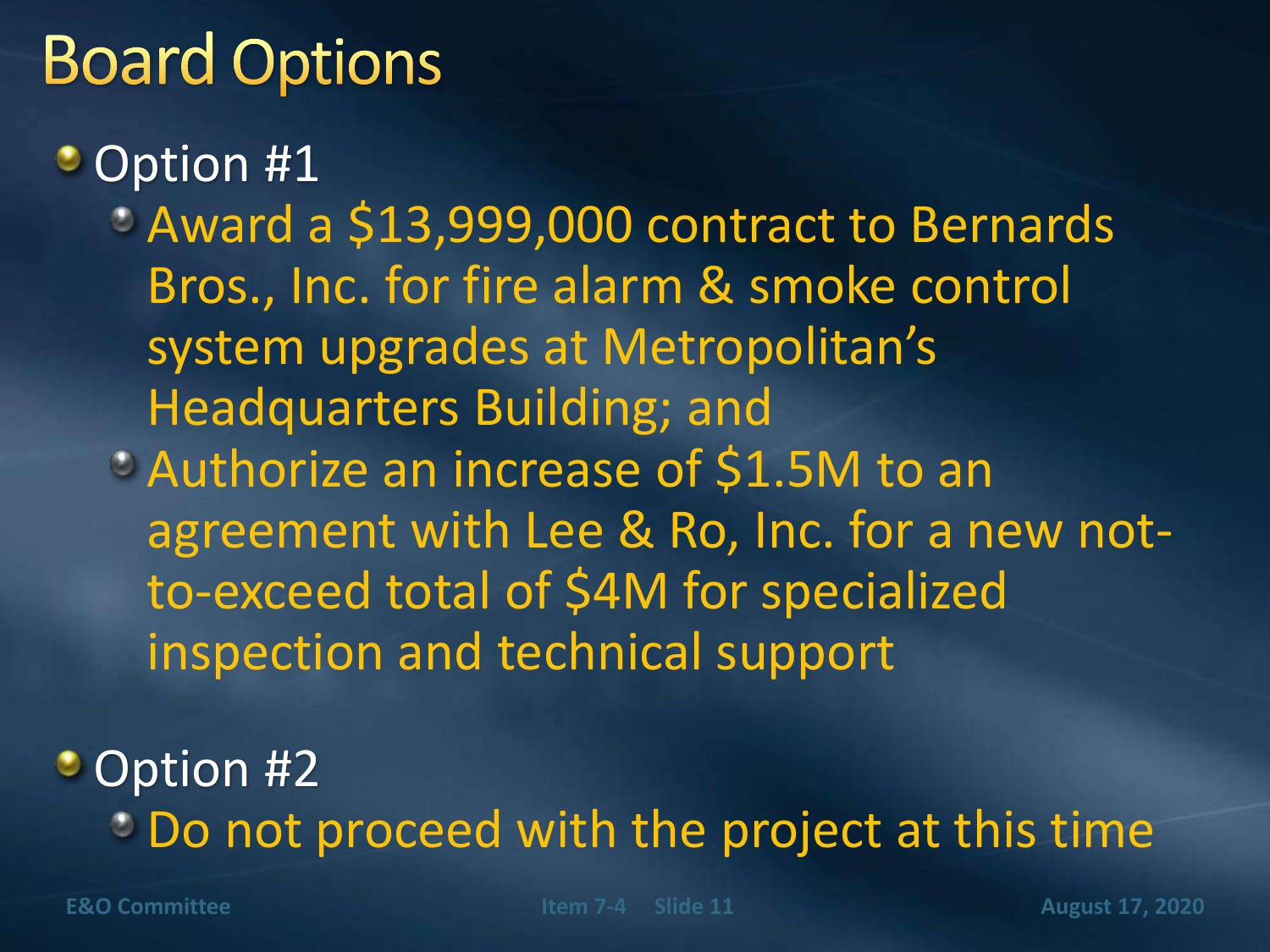# Board Options

- Option #1
  - Award a $13,999,000 contract to Bernards Bros., Inc. for fire alarm & smoke control system upgrades at Metropolitan's Headquarters Building; and
  - Authorize an increase of $1.5M to an agreement with Lee & Ro, Inc. for a new not-to-exceed total of $4M for specialized inspection and technical support
- Option #2
  - Do not proceed with the project at this time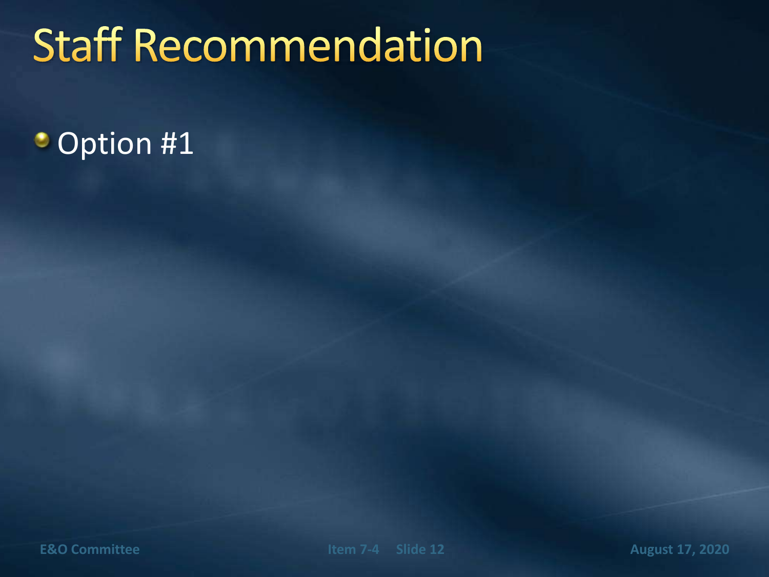# Staff Recommendation

- Option #1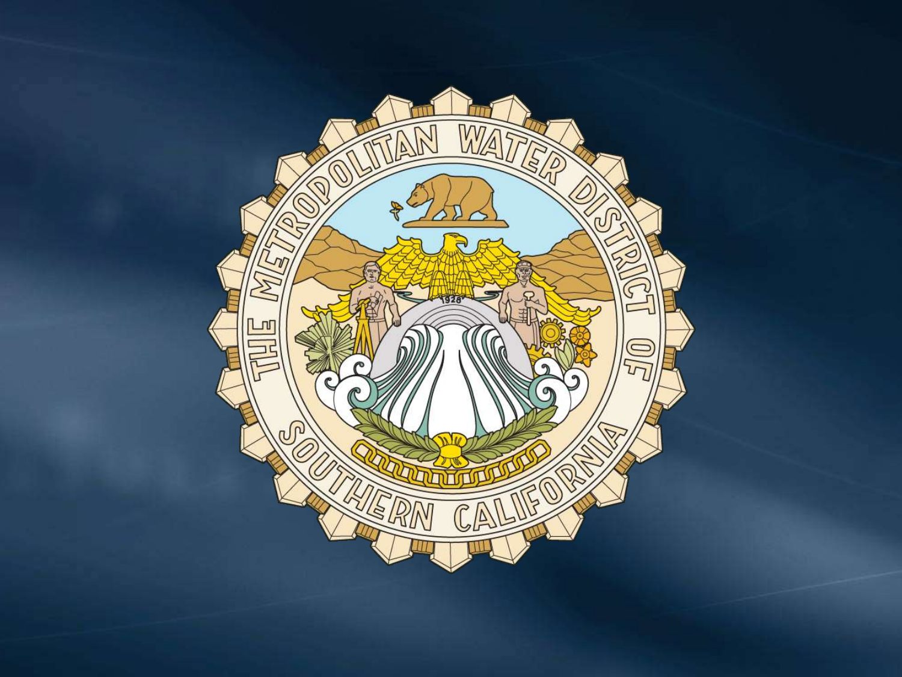THE METROPOLITAN WATER DISTRICT OF SOUTHERN CALIFORNIA

1928